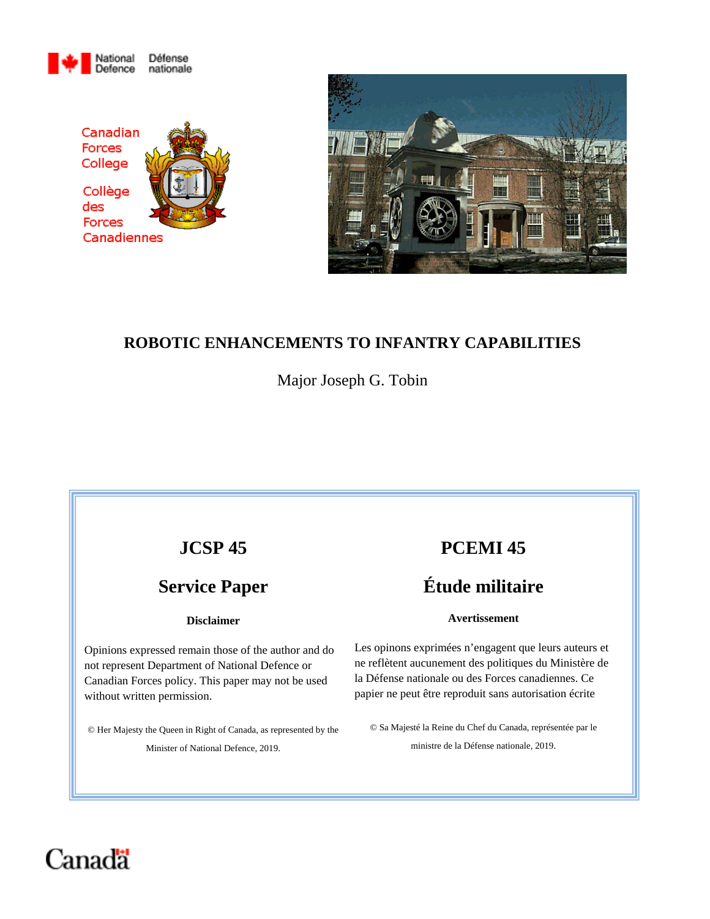National Defence / Défense nationale

Canadian Forces College

Collège des Forces Canadiennes

# ROBOTIC ENHANCEMENTS TO INFANTRY CAPABILITIES

Major Joseph G. Tobin

## JCSP 45

## Service Paper

**Disclaimer**

Opinions expressed remain those of the author and do not represent Department of National Defence or Canadian Forces policy. This paper may not be used without written permission.

© Her Majesty the Queen in Right of Canada, as represented by the Minister of National Defence, 2019.

## PCEMI 45

## Étude militaire

**Avertissement**

Les opinons exprimées n'engagent que leurs auteurs et ne reflètent aucunement des politiques du Ministère de la Défense nationale ou des Forces canadiennes. Ce papier ne peut être reproduit sans autorisation écrite

© Sa Majesté la Reine du Chef du Canada, représentée par le ministre de la Défense nationale, 2019.

Canada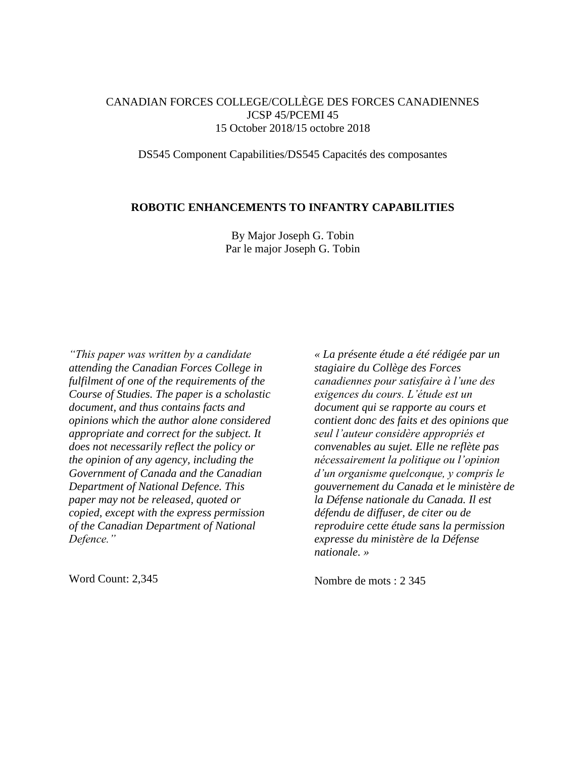CANADIAN FORCES COLLEGE/COLLÈGE DES FORCES CANADIENNES
JCSP 45/PCEMI 45
15 October 2018/15 octobre 2018

DS545 Component Capabilities/DS545 Capacités des composantes

**ROBOTIC ENHANCEMENTS TO INFANTRY CAPABILITIES**

By Major Joseph G. Tobin
Par le major Joseph G. Tobin

*"This paper was written by a candidate attending the Canadian Forces College in fulfilment of one of the requirements of the Course of Studies. The paper is a scholastic document, and thus contains facts and opinions which the author alone considered appropriate and correct for the subject. It does not necessarily reflect the policy or the opinion of any agency, including the Government of Canada and the Canadian Department of National Defence. This paper may not be released, quoted or copied, except with the express permission of the Canadian Department of National Defence."*

Word Count: 2,345

*« La présente étude a été rédigée par un stagiaire du Collège des Forces canadiennes pour satisfaire à l'une des exigences du cours. L'étude est un document qui se rapporte au cours et contient donc des faits et des opinions que seul l'auteur considère appropriés et convenables au sujet. Elle ne reflète pas nécessairement la politique ou l'opinion d'un organisme quelconque, y compris le gouvernement du Canada et le ministère de la Défense nationale du Canada. Il est défendu de diffuser, de citer ou de reproduire cette étude sans la permission expresse du ministère de la Défense nationale. »*

Nombre de mots : 2 345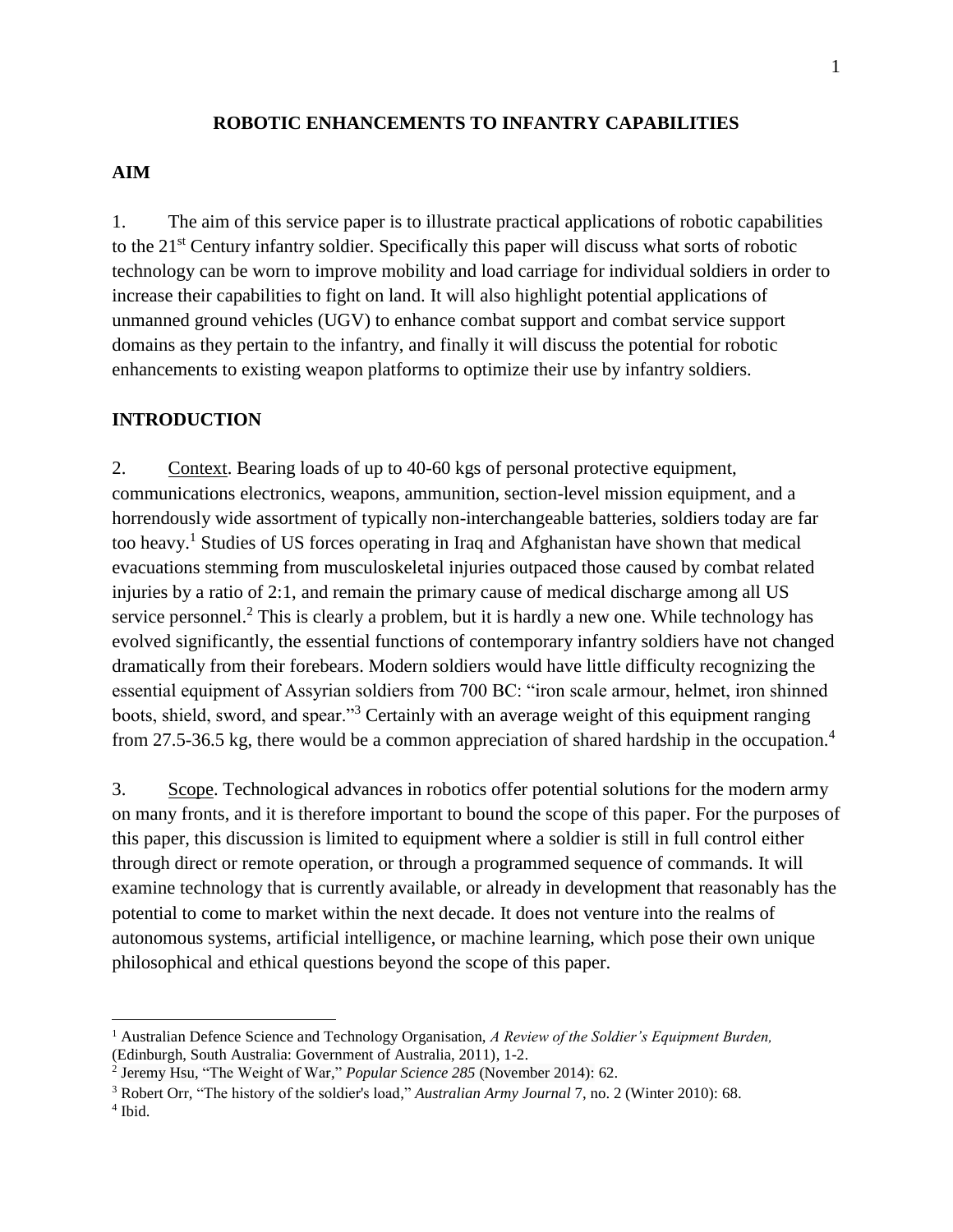## ROBOTIC ENHANCEMENTS TO INFANTRY CAPABILITIES

### AIM

1. The aim of this service paper is to illustrate practical applications of robotic capabilities to the 21st Century infantry soldier. Specifically this paper will discuss what sorts of robotic technology can be worn to improve mobility and load carriage for individual soldiers in order to increase their capabilities to fight on land. It will also highlight potential applications of unmanned ground vehicles (UGV) to enhance combat support and combat service support domains as they pertain to the infantry, and finally it will discuss the potential for robotic enhancements to existing weapon platforms to optimize their use by infantry soldiers.

### INTRODUCTION

2. Context. Bearing loads of up to 40-60 kgs of personal protective equipment, communications electronics, weapons, ammunition, section-level mission equipment, and a horrendously wide assortment of typically non-interchangeable batteries, soldiers today are far too heavy.[1] Studies of US forces operating in Iraq and Afghanistan have shown that medical evacuations stemming from musculoskeletal injuries outpaced those caused by combat related injuries by a ratio of 2:1, and remain the primary cause of medical discharge among all US service personnel.[2] This is clearly a problem, but it is hardly a new one. While technology has evolved significantly, the essential functions of contemporary infantry soldiers have not changed dramatically from their forebears. Modern soldiers would have little difficulty recognizing the essential equipment of Assyrian soldiers from 700 BC: "iron scale armour, helmet, iron shinned boots, shield, sword, and spear."[3] Certainly with an average weight of this equipment ranging from 27.5-36.5 kg, there would be a common appreciation of shared hardship in the occupation.[4]

3. Scope. Technological advances in robotics offer potential solutions for the modern army on many fronts, and it is therefore important to bound the scope of this paper. For the purposes of this paper, this discussion is limited to equipment where a soldier is still in full control either through direct or remote operation, or through a programmed sequence of commands. It will examine technology that is currently available, or already in development that reasonably has the potential to come to market within the next decade. It does not venture into the realms of autonomous systems, artificial intelligence, or machine learning, which pose their own unique philosophical and ethical questions beyond the scope of this paper.

---

[1] Australian Defence Science and Technology Organisation, *A Review of the Soldier's Equipment Burden,* (Edinburgh, South Australia: Government of Australia, 2011), 1-2.

[2] Jeremy Hsu, "The Weight of War," *Popular Science 285* (November 2014): 62.

[3] Robert Orr, "The history of the soldier's load," *Australian Army Journal* 7, no. 2 (Winter 2010): 68.

[4] Ibid.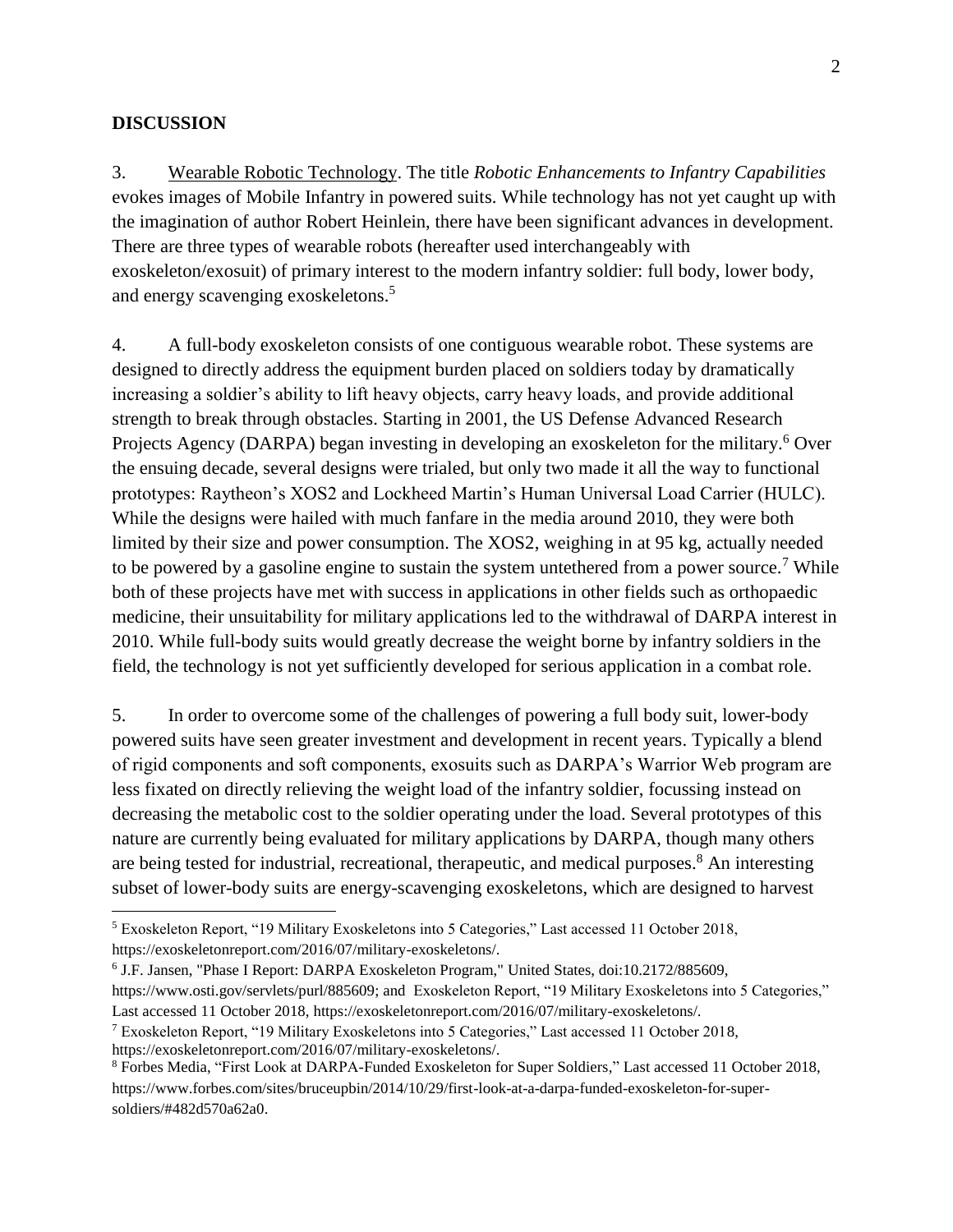## DISCUSSION

3. Wearable Robotic Technology. The title *Robotic Enhancements to Infantry Capabilities* evokes images of Mobile Infantry in powered suits. While technology has not yet caught up with the imagination of author Robert Heinlein, there have been significant advances in development. There are three types of wearable robots (hereafter used interchangeably with exoskeleton/exosuit) of primary interest to the modern infantry soldier: full body, lower body, and energy scavenging exoskeletons.[5]

4. A full-body exoskeleton consists of one contiguous wearable robot. These systems are designed to directly address the equipment burden placed on soldiers today by dramatically increasing a soldier's ability to lift heavy objects, carry heavy loads, and provide additional strength to break through obstacles. Starting in 2001, the US Defense Advanced Research Projects Agency (DARPA) began investing in developing an exoskeleton for the military.[6] Over the ensuing decade, several designs were trialed, but only two made it all the way to functional prototypes: Raytheon's XOS2 and Lockheed Martin's Human Universal Load Carrier (HULC). While the designs were hailed with much fanfare in the media around 2010, they were both limited by their size and power consumption. The XOS2, weighing in at 95 kg, actually needed to be powered by a gasoline engine to sustain the system untethered from a power source.[7] While both of these projects have met with success in applications in other fields such as orthopaedic medicine, their unsuitability for military applications led to the withdrawal of DARPA interest in 2010. While full-body suits would greatly decrease the weight borne by infantry soldiers in the field, the technology is not yet sufficiently developed for serious application in a combat role.

5. In order to overcome some of the challenges of powering a full body suit, lower-body powered suits have seen greater investment and development in recent years. Typically a blend of rigid components and soft components, exosuits such as DARPA's Warrior Web program are less fixated on directly relieving the weight load of the infantry soldier, focussing instead on decreasing the metabolic cost to the soldier operating under the load. Several prototypes of this nature are currently being evaluated for military applications by DARPA, though many others are being tested for industrial, recreational, therapeutic, and medical purposes.[8] An interesting subset of lower-body suits are energy-scavenging exoskeletons, which are designed to harvest

---

[5] Exoskeleton Report, "19 Military Exoskeletons into 5 Categories," Last accessed 11 October 2018, https://exoskeletonreport.com/2016/07/military-exoskeletons/.

[6] J.F. Jansen, "Phase I Report: DARPA Exoskeleton Program," United States, doi:10.2172/885609, https://www.osti.gov/servlets/purl/885609; and Exoskeleton Report, "19 Military Exoskeletons into 5 Categories," Last accessed 11 October 2018, https://exoskeletonreport.com/2016/07/military-exoskeletons/.

[7] Exoskeleton Report, "19 Military Exoskeletons into 5 Categories," Last accessed 11 October 2018, https://exoskeletonreport.com/2016/07/military-exoskeletons/.

[8] Forbes Media, "First Look at DARPA-Funded Exoskeleton for Super Soldiers," Last accessed 11 October 2018, https://www.forbes.com/sites/bruceupbin/2014/10/29/first-look-at-a-darpa-funded-exoskeleton-for-super-soldiers/#482d570a62a0.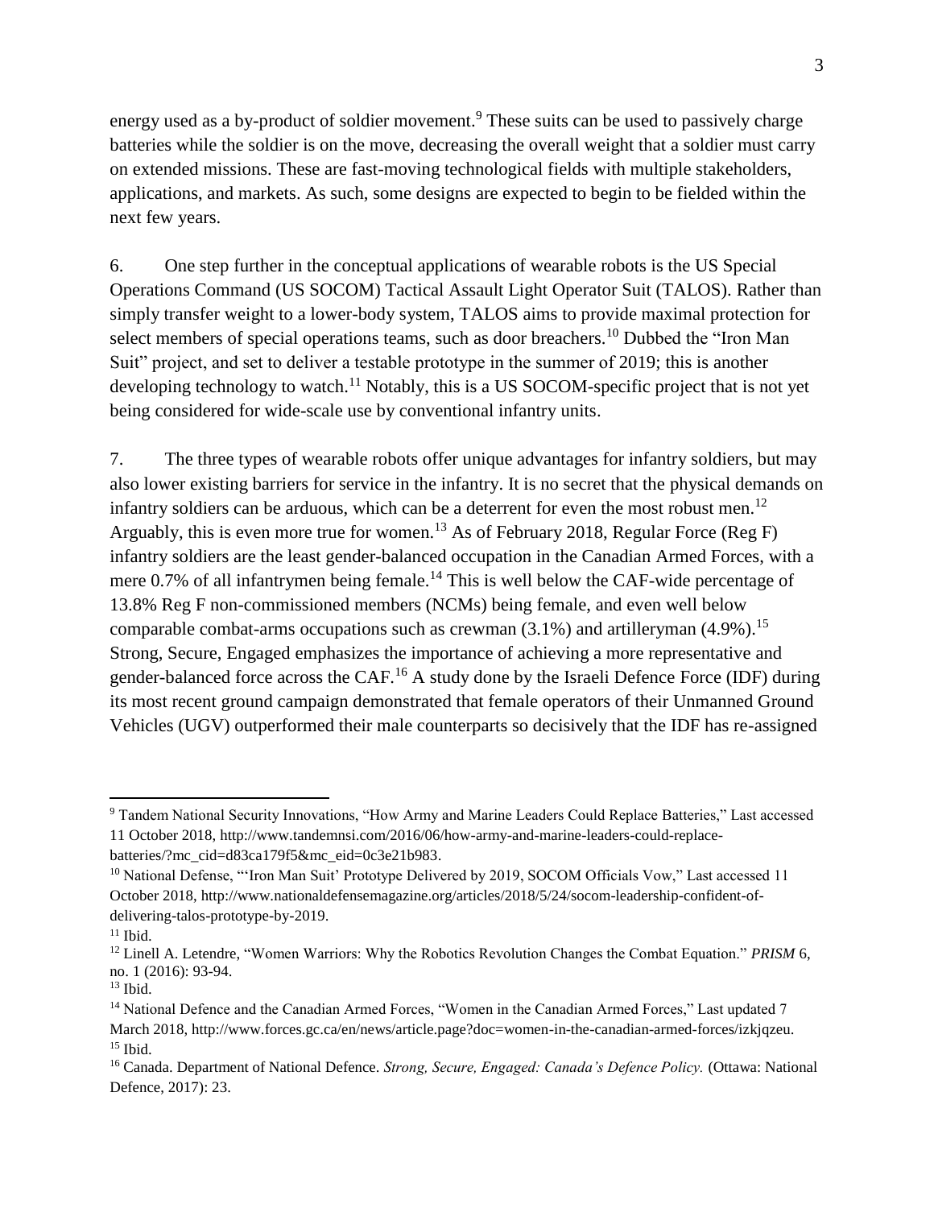energy used as a by-product of soldier movement.[9] These suits can be used to passively charge batteries while the soldier is on the move, decreasing the overall weight that a soldier must carry on extended missions. These are fast-moving technological fields with multiple stakeholders, applications, and markets. As such, some designs are expected to begin to be fielded within the next few years.

6. One step further in the conceptual applications of wearable robots is the US Special Operations Command (US SOCOM) Tactical Assault Light Operator Suit (TALOS). Rather than simply transfer weight to a lower-body system, TALOS aims to provide maximal protection for select members of special operations teams, such as door breachers.[10] Dubbed the "Iron Man Suit" project, and set to deliver a testable prototype in the summer of 2019; this is another developing technology to watch.[11] Notably, this is a US SOCOM-specific project that is not yet being considered for wide-scale use by conventional infantry units.

7. The three types of wearable robots offer unique advantages for infantry soldiers, but may also lower existing barriers for service in the infantry. It is no secret that the physical demands on infantry soldiers can be arduous, which can be a deterrent for even the most robust men.[12] Arguably, this is even more true for women.[13] As of February 2018, Regular Force (Reg F) infantry soldiers are the least gender-balanced occupation in the Canadian Armed Forces, with a mere 0.7% of all infantrymen being female.[14] This is well below the CAF-wide percentage of 13.8% Reg F non-commissioned members (NCMs) being female, and even well below comparable combat-arms occupations such as crewman (3.1%) and artilleryman (4.9%).[15] Strong, Secure, Engaged emphasizes the importance of achieving a more representative and gender-balanced force across the CAF.[16] A study done by the Israeli Defence Force (IDF) during its most recent ground campaign demonstrated that female operators of their Unmanned Ground Vehicles (UGV) outperformed their male counterparts so decisively that the IDF has re-assigned

---

[9] Tandem National Security Innovations, "How Army and Marine Leaders Could Replace Batteries," Last accessed 11 October 2018, http://www.tandemnsi.com/2016/06/how-army-and-marine-leaders-could-replace-batteries/?mc_cid=d83ca179f5&mc_eid=0c3e21b983.

[10] National Defense, "'Iron Man Suit' Prototype Delivered by 2019, SOCOM Officials Vow," Last accessed 11 October 2018, http://www.nationaldefensemagazine.org/articles/2018/5/24/socom-leadership-confident-of-delivering-talos-prototype-by-2019.

[11] Ibid.

[12] Linell A. Letendre, "Women Warriors: Why the Robotics Revolution Changes the Combat Equation." *PRISM* 6, no. 1 (2016): 93-94.

[13] Ibid.

[14] National Defence and the Canadian Armed Forces, "Women in the Canadian Armed Forces," Last updated 7 March 2018, http://www.forces.gc.ca/en/news/article.page?doc=women-in-the-canadian-armed-forces/izkjqzeu.

[15] Ibid.

[16] Canada. Department of National Defence. *Strong, Secure, Engaged: Canada's Defence Policy.* (Ottawa: National Defence, 2017): 23.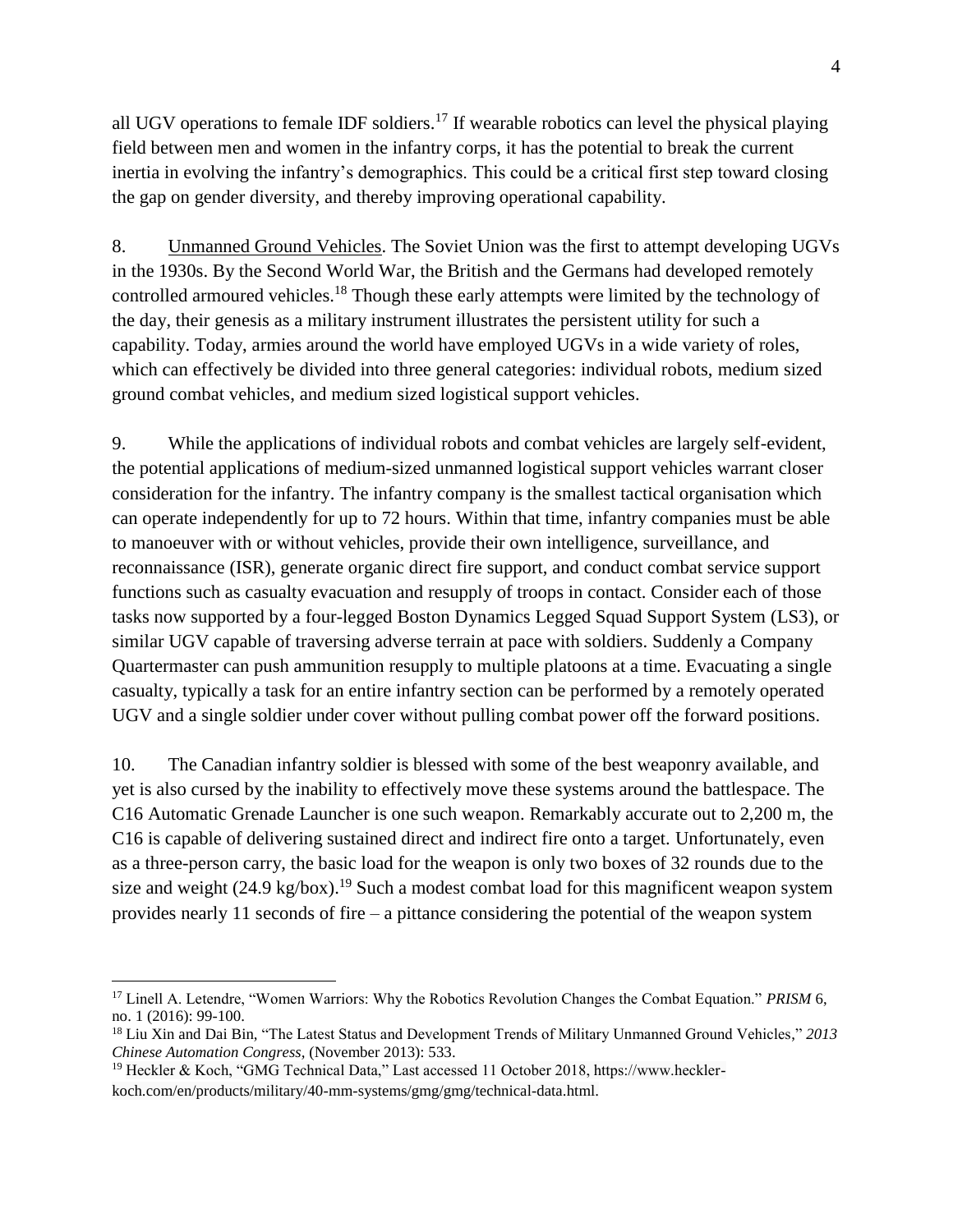all UGV operations to female IDF soldiers.[17] If wearable robotics can level the physical playing field between men and women in the infantry corps, it has the potential to break the current inertia in evolving the infantry's demographics. This could be a critical first step toward closing the gap on gender diversity, and thereby improving operational capability.

8. Unmanned Ground Vehicles. The Soviet Union was the first to attempt developing UGVs in the 1930s. By the Second World War, the British and the Germans had developed remotely controlled armoured vehicles.[18] Though these early attempts were limited by the technology of the day, their genesis as a military instrument illustrates the persistent utility for such a capability. Today, armies around the world have employed UGVs in a wide variety of roles, which can effectively be divided into three general categories: individual robots, medium sized ground combat vehicles, and medium sized logistical support vehicles.

9. While the applications of individual robots and combat vehicles are largely self-evident, the potential applications of medium-sized unmanned logistical support vehicles warrant closer consideration for the infantry. The infantry company is the smallest tactical organisation which can operate independently for up to 72 hours. Within that time, infantry companies must be able to manoeuver with or without vehicles, provide their own intelligence, surveillance, and reconnaissance (ISR), generate organic direct fire support, and conduct combat service support functions such as casualty evacuation and resupply of troops in contact. Consider each of those tasks now supported by a four-legged Boston Dynamics Legged Squad Support System (LS3), or similar UGV capable of traversing adverse terrain at pace with soldiers. Suddenly a Company Quartermaster can push ammunition resupply to multiple platoons at a time. Evacuating a single casualty, typically a task for an entire infantry section can be performed by a remotely operated UGV and a single soldier under cover without pulling combat power off the forward positions.

10. The Canadian infantry soldier is blessed with some of the best weaponry available, and yet is also cursed by the inability to effectively move these systems around the battlespace. The C16 Automatic Grenade Launcher is one such weapon. Remarkably accurate out to 2,200 m, the C16 is capable of delivering sustained direct and indirect fire onto a target. Unfortunately, even as a three-person carry, the basic load for the weapon is only two boxes of 32 rounds due to the size and weight (24.9 kg/box).[19] Such a modest combat load for this magnificent weapon system provides nearly 11 seconds of fire – a pittance considering the potential of the weapon system

---

[17] Linell A. Letendre, "Women Warriors: Why the Robotics Revolution Changes the Combat Equation." *PRISM* 6, no. 1 (2016): 99-100.

[18] Liu Xin and Dai Bin, "The Latest Status and Development Trends of Military Unmanned Ground Vehicles," *2013 Chinese Automation Congress,* (November 2013): 533.

[19] Heckler & Koch, "GMG Technical Data," Last accessed 11 October 2018, https://www.heckler-koch.com/en/products/military/40-mm-systems/gmg/gmg/technical-data.html.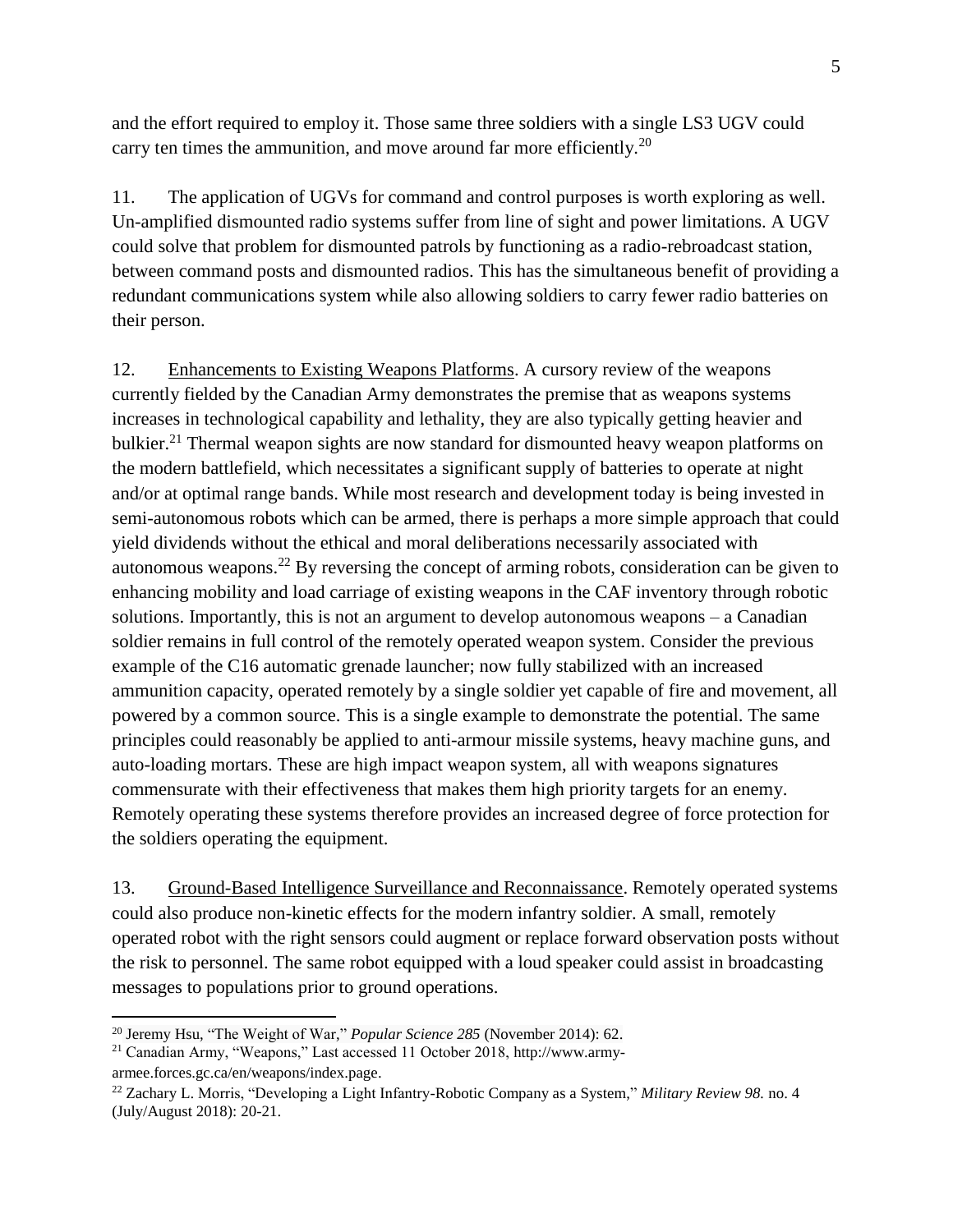and the effort required to employ it. Those same three soldiers with a single LS3 UGV could carry ten times the ammunition, and move around far more efficiently.[20]

11. The application of UGVs for command and control purposes is worth exploring as well. Un-amplified dismounted radio systems suffer from line of sight and power limitations. A UGV could solve that problem for dismounted patrols by functioning as a radio-rebroadcast station, between command posts and dismounted radios. This has the simultaneous benefit of providing a redundant communications system while also allowing soldiers to carry fewer radio batteries on their person.

12. <u>Enhancements to Existing Weapons Platforms</u>. A cursory review of the weapons currently fielded by the Canadian Army demonstrates the premise that as weapons systems increases in technological capability and lethality, they are also typically getting heavier and bulkier.[21] Thermal weapon sights are now standard for dismounted heavy weapon platforms on the modern battlefield, which necessitates a significant supply of batteries to operate at night and/or at optimal range bands. While most research and development today is being invested in semi-autonomous robots which can be armed, there is perhaps a more simple approach that could yield dividends without the ethical and moral deliberations necessarily associated with autonomous weapons.[22] By reversing the concept of arming robots, consideration can be given to enhancing mobility and load carriage of existing weapons in the CAF inventory through robotic solutions. Importantly, this is not an argument to develop autonomous weapons – a Canadian soldier remains in full control of the remotely operated weapon system. Consider the previous example of the C16 automatic grenade launcher; now fully stabilized with an increased ammunition capacity, operated remotely by a single soldier yet capable of fire and movement, all powered by a common source. This is a single example to demonstrate the potential. The same principles could reasonably be applied to anti-armour missile systems, heavy machine guns, and auto-loading mortars. These are high impact weapon system, all with weapons signatures commensurate with their effectiveness that makes them high priority targets for an enemy. Remotely operating these systems therefore provides an increased degree of force protection for the soldiers operating the equipment.

13. <u>Ground-Based Intelligence Surveillance and Reconnaissance</u>. Remotely operated systems could also produce non-kinetic effects for the modern infantry soldier. A small, remotely operated robot with the right sensors could augment or replace forward observation posts without the risk to personnel. The same robot equipped with a loud speaker could assist in broadcasting messages to populations prior to ground operations.

---

[20] Jeremy Hsu, "The Weight of War," *Popular Science 285* (November 2014): 62.

[21] Canadian Army, "Weapons," Last accessed 11 October 2018, http://www.army-armee.forces.gc.ca/en/weapons/index.page.

[22] Zachary L. Morris, "Developing a Light Infantry-Robotic Company as a System," *Military Review 98.* no. 4 (July/August 2018): 20-21.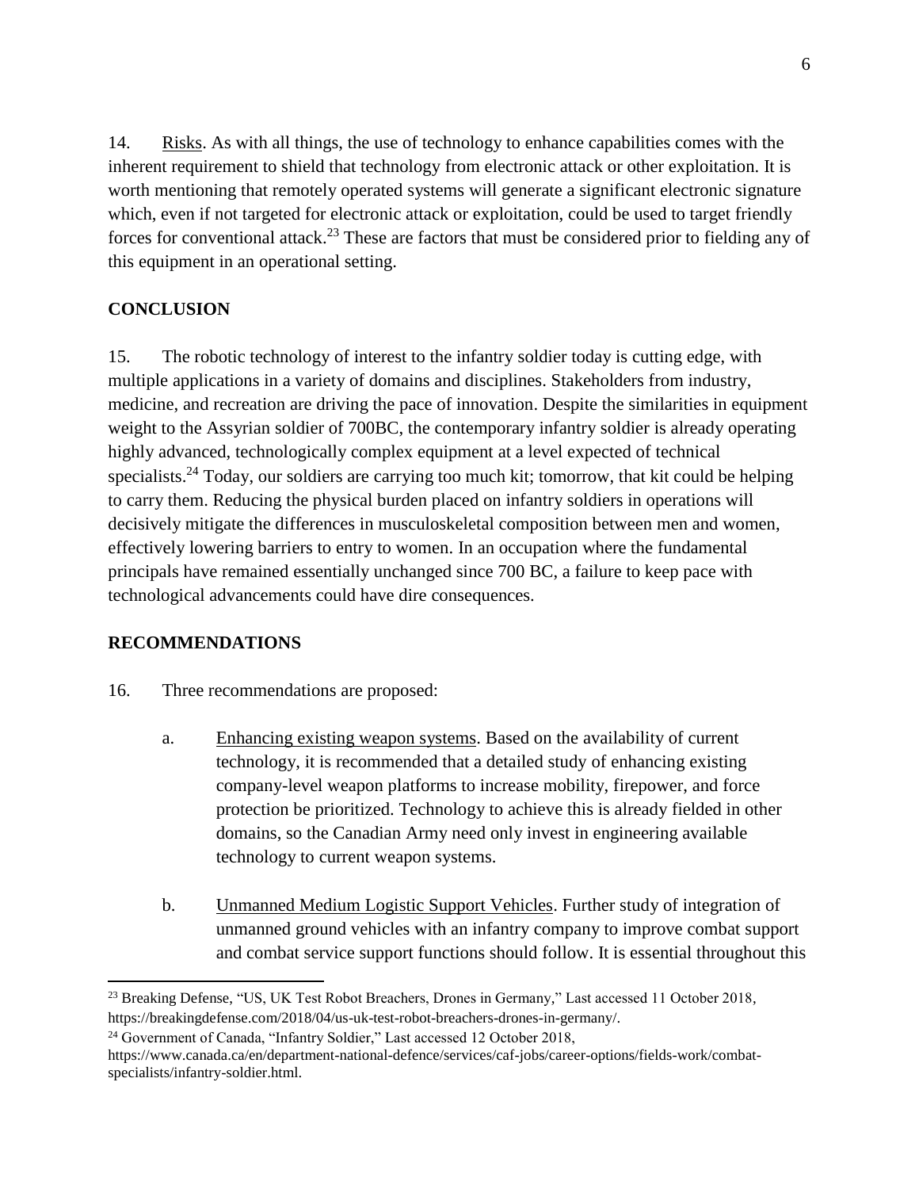14. Risks. As with all things, the use of technology to enhance capabilities comes with the inherent requirement to shield that technology from electronic attack or other exploitation. It is worth mentioning that remotely operated systems will generate a significant electronic signature which, even if not targeted for electronic attack or exploitation, could be used to target friendly forces for conventional attack.[23] These are factors that must be considered prior to fielding any of this equipment in an operational setting.

## CONCLUSION

15. The robotic technology of interest to the infantry soldier today is cutting edge, with multiple applications in a variety of domains and disciplines. Stakeholders from industry, medicine, and recreation are driving the pace of innovation. Despite the similarities in equipment weight to the Assyrian soldier of 700BC, the contemporary infantry soldier is already operating highly advanced, technologically complex equipment at a level expected of technical specialists.[24] Today, our soldiers are carrying too much kit; tomorrow, that kit could be helping to carry them. Reducing the physical burden placed on infantry soldiers in operations will decisively mitigate the differences in musculoskeletal composition between men and women, effectively lowering barriers to entry to women. In an occupation where the fundamental principals have remained essentially unchanged since 700 BC, a failure to keep pace with technological advancements could have dire consequences.

## RECOMMENDATIONS

16. Three recommendations are proposed:

a. Enhancing existing weapon systems. Based on the availability of current technology, it is recommended that a detailed study of enhancing existing company-level weapon platforms to increase mobility, firepower, and force protection be prioritized. Technology to achieve this is already fielded in other domains, so the Canadian Army need only invest in engineering available technology to current weapon systems.

b. Unmanned Medium Logistic Support Vehicles. Further study of integration of unmanned ground vehicles with an infantry company to improve combat support and combat service support functions should follow. It is essential throughout this

---

[23] Breaking Defense, "US, UK Test Robot Breachers, Drones in Germany," Last accessed 11 October 2018, https://breakingdefense.com/2018/04/us-uk-test-robot-breachers-drones-in-germany/.

[24] Government of Canada, "Infantry Soldier," Last accessed 12 October 2018, https://www.canada.ca/en/department-national-defence/services/caf-jobs/career-options/fields-work/combat-specialists/infantry-soldier.html.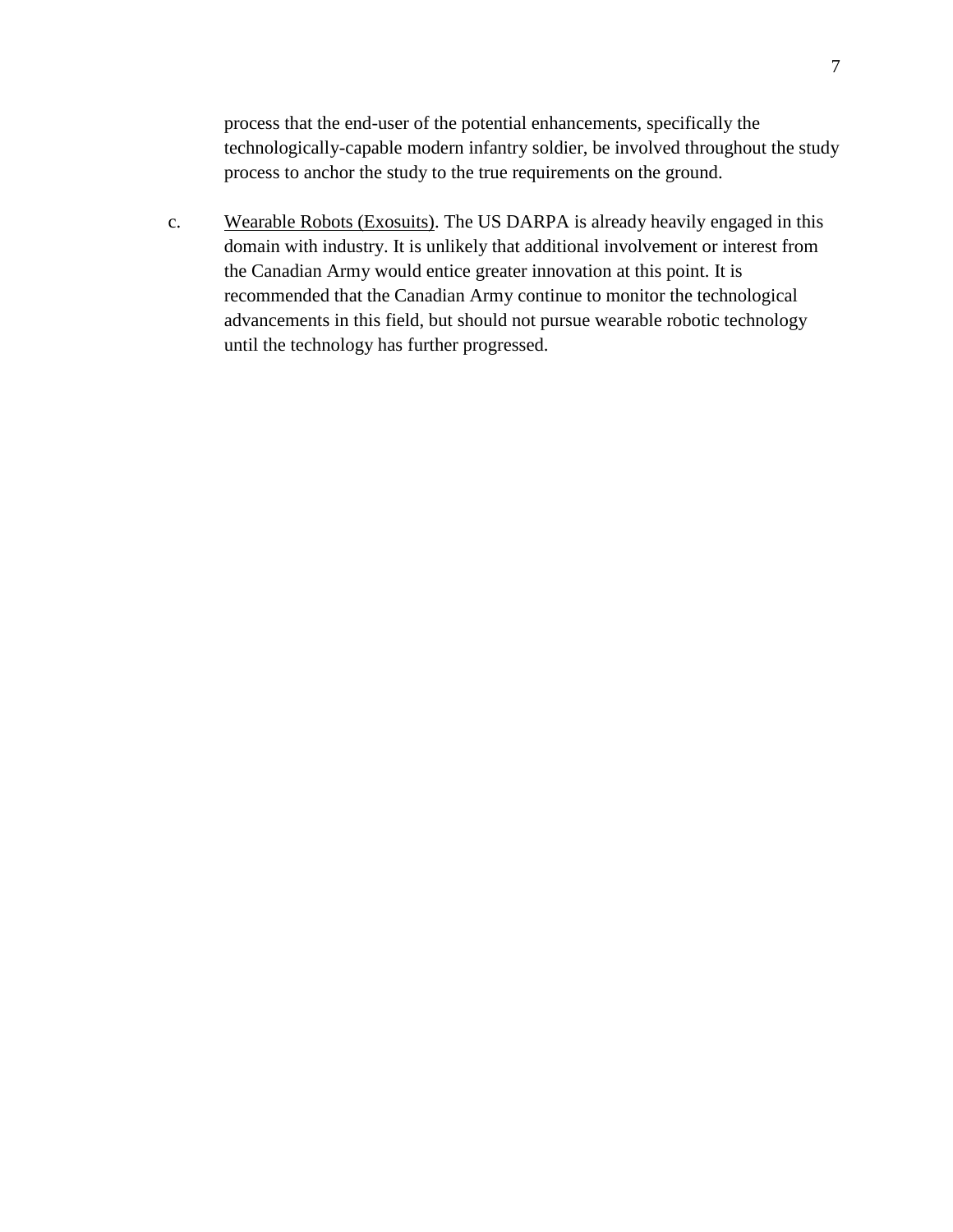process that the end-user of the potential enhancements, specifically the technologically-capable modern infantry soldier, be involved throughout the study process to anchor the study to the true requirements on the ground.

c. Wearable Robots (Exosuits). The US DARPA is already heavily engaged in this domain with industry. It is unlikely that additional involvement or interest from the Canadian Army would entice greater innovation at this point. It is recommended that the Canadian Army continue to monitor the technological advancements in this field, but should not pursue wearable robotic technology until the technology has further progressed.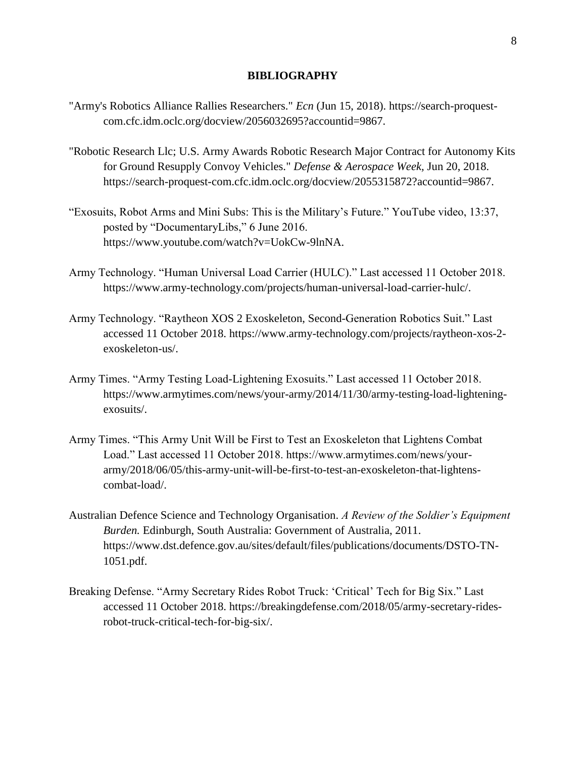## BIBLIOGRAPHY

"Army's Robotics Alliance Rallies Researchers." *Ecn* (Jun 15, 2018). https://search-proquest-com.cfc.idm.oclc.org/docview/2056032695?accountid=9867.

"Robotic Research Llc; U.S. Army Awards Robotic Research Major Contract for Autonomy Kits for Ground Resupply Convoy Vehicles." *Defense & Aerospace Week,* Jun 20, 2018. https://search-proquest-com.cfc.idm.oclc.org/docview/2055315872?accountid=9867.

"Exosuits, Robot Arms and Mini Subs: This is the Military's Future." YouTube video, 13:37, posted by "DocumentaryLibs," 6 June 2016. https://www.youtube.com/watch?v=UokCw-9lnNA.

Army Technology. "Human Universal Load Carrier (HULC)." Last accessed 11 October 2018. https://www.army-technology.com/projects/human-universal-load-carrier-hulc/.

Army Technology. "Raytheon XOS 2 Exoskeleton, Second-Generation Robotics Suit." Last accessed 11 October 2018. https://www.army-technology.com/projects/raytheon-xos-2-exoskeleton-us/.

Army Times. "Army Testing Load-Lightening Exosuits." Last accessed 11 October 2018. https://www.armytimes.com/news/your-army/2014/11/30/army-testing-load-lightening-exosuits/.

Army Times. "This Army Unit Will be First to Test an Exoskeleton that Lightens Combat Load." Last accessed 11 October 2018. https://www.armytimes.com/news/your-army/2018/06/05/this-army-unit-will-be-first-to-test-an-exoskeleton-that-lightens-combat-load/.

Australian Defence Science and Technology Organisation. *A Review of the Soldier's Equipment Burden.* Edinburgh, South Australia: Government of Australia, 2011. https://www.dst.defence.gov.au/sites/default/files/publications/documents/DSTO-TN-1051.pdf.

Breaking Defense. "Army Secretary Rides Robot Truck: 'Critical' Tech for Big Six." Last accessed 11 October 2018. https://breakingdefense.com/2018/05/army-secretary-rides-robot-truck-critical-tech-for-big-six/.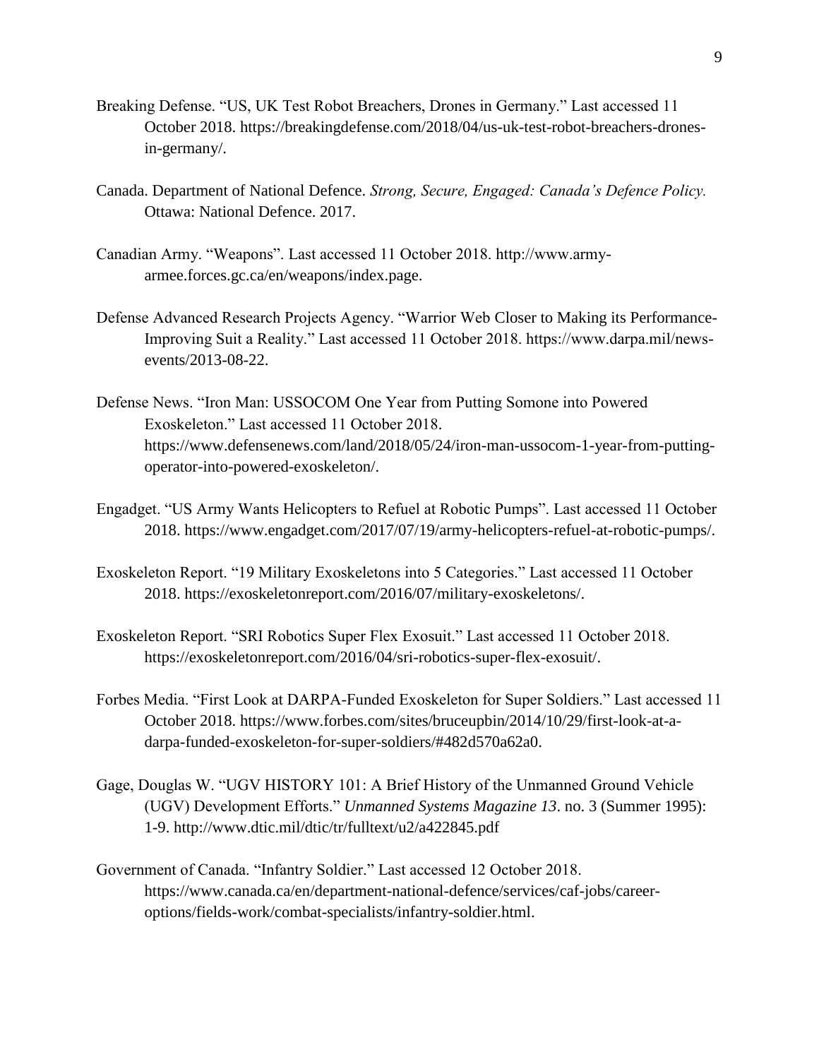Breaking Defense. "US, UK Test Robot Breachers, Drones in Germany." Last accessed 11 October 2018. https://breakingdefense.com/2018/04/us-uk-test-robot-breachers-drones-in-germany/.

Canada. Department of National Defence. *Strong, Secure, Engaged: Canada's Defence Policy.* Ottawa: National Defence. 2017.

Canadian Army. "Weapons". Last accessed 11 October 2018. http://www.army-armee.forces.gc.ca/en/weapons/index.page.

Defense Advanced Research Projects Agency. "Warrior Web Closer to Making its Performance-Improving Suit a Reality." Last accessed 11 October 2018. https://www.darpa.mil/news-events/2013-08-22.

Defense News. "Iron Man: USSOCOM One Year from Putting Somone into Powered Exoskeleton." Last accessed 11 October 2018. https://www.defensenews.com/land/2018/05/24/iron-man-ussocom-1-year-from-putting-operator-into-powered-exoskeleton/.

Engadget. "US Army Wants Helicopters to Refuel at Robotic Pumps". Last accessed 11 October 2018. https://www.engadget.com/2017/07/19/army-helicopters-refuel-at-robotic-pumps/.

Exoskeleton Report. "19 Military Exoskeletons into 5 Categories." Last accessed 11 October 2018. https://exoskeletonreport.com/2016/07/military-exoskeletons/.

Exoskeleton Report. "SRI Robotics Super Flex Exosuit." Last accessed 11 October 2018. https://exoskeletonreport.com/2016/04/sri-robotics-super-flex-exosuit/.

Forbes Media. "First Look at DARPA-Funded Exoskeleton for Super Soldiers." Last accessed 11 October 2018. https://www.forbes.com/sites/bruceupbin/2014/10/29/first-look-at-a-darpa-funded-exoskeleton-for-super-soldiers/#482d570a62a0.

Gage, Douglas W. "UGV HISTORY 101: A Brief History of the Unmanned Ground Vehicle (UGV) Development Efforts." *Unmanned Systems Magazine 13*. no. 3 (Summer 1995): 1-9. http://www.dtic.mil/dtic/tr/fulltext/u2/a422845.pdf

Government of Canada. "Infantry Soldier." Last accessed 12 October 2018. https://www.canada.ca/en/department-national-defence/services/caf-jobs/career-options/fields-work/combat-specialists/infantry-soldier.html.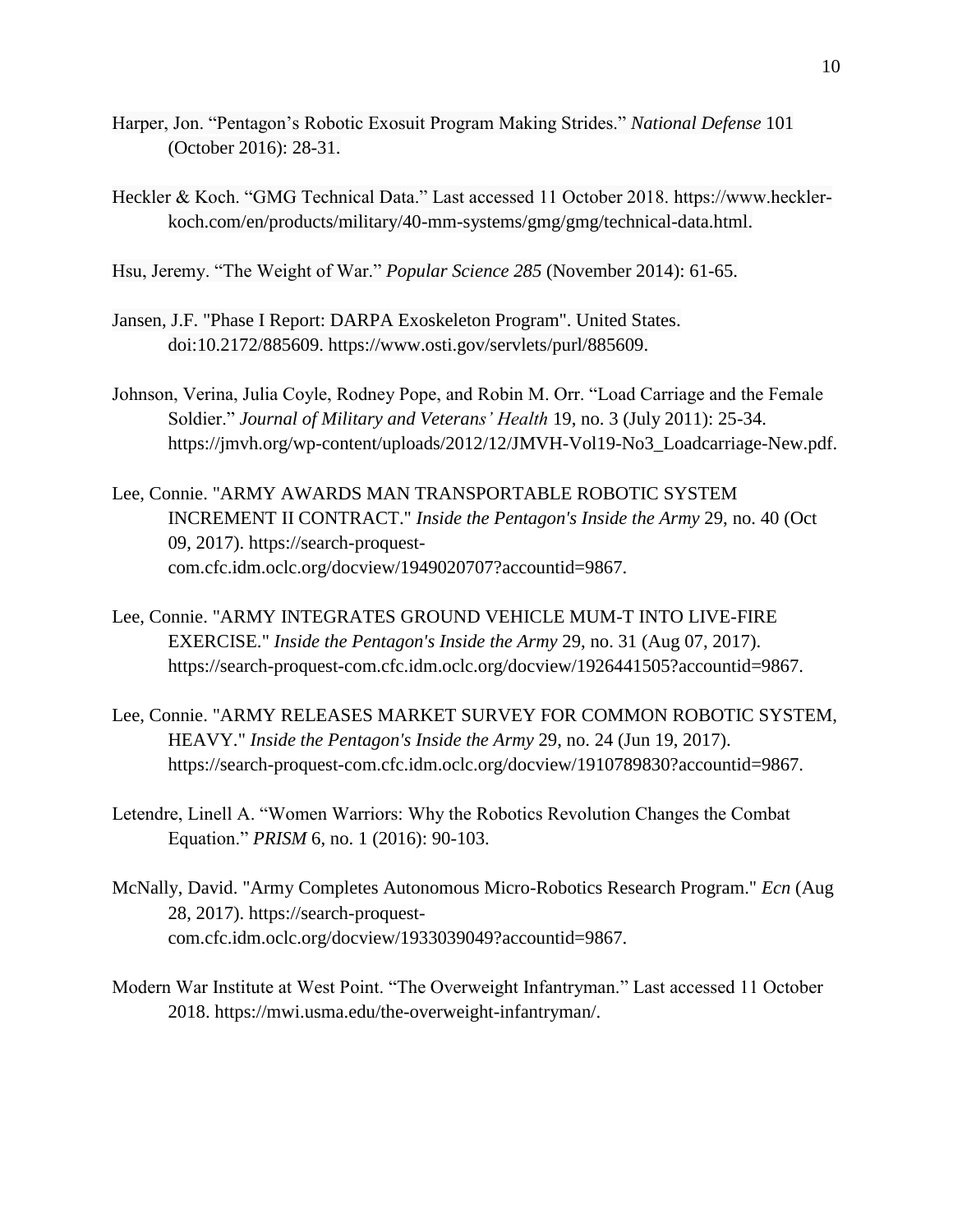Harper, Jon. "Pentagon's Robotic Exosuit Program Making Strides." *National Defense* 101 (October 2016): 28-31.

Heckler & Koch. "GMG Technical Data." Last accessed 11 October 2018. https://www.heckler-koch.com/en/products/military/40-mm-systems/gmg/gmg/technical-data.html.

Hsu, Jeremy. "The Weight of War." *Popular Science 285* (November 2014): 61-65.

Jansen, J.F. "Phase I Report: DARPA Exoskeleton Program". United States. doi:10.2172/885609. https://www.osti.gov/servlets/purl/885609.

Johnson, Verina, Julia Coyle, Rodney Pope, and Robin M. Orr. "Load Carriage and the Female Soldier." *Journal of Military and Veterans' Health* 19, no. 3 (July 2011): 25-34. https://jmvh.org/wp-content/uploads/2012/12/JMVH-Vol19-No3_Loadcarriage-New.pdf.

Lee, Connie. "ARMY AWARDS MAN TRANSPORTABLE ROBOTIC SYSTEM INCREMENT II CONTRACT." *Inside the Pentagon's Inside the Army* 29, no. 40 (Oct 09, 2017). https://search-proquest-com.cfc.idm.oclc.org/docview/1949020707?accountid=9867.

Lee, Connie. "ARMY INTEGRATES GROUND VEHICLE MUM-T INTO LIVE-FIRE EXERCISE." *Inside the Pentagon's Inside the Army* 29, no. 31 (Aug 07, 2017). https://search-proquest-com.cfc.idm.oclc.org/docview/1926441505?accountid=9867.

Lee, Connie. "ARMY RELEASES MARKET SURVEY FOR COMMON ROBOTIC SYSTEM, HEAVY." *Inside the Pentagon's Inside the Army* 29, no. 24 (Jun 19, 2017). https://search-proquest-com.cfc.idm.oclc.org/docview/1910789830?accountid=9867.

Letendre, Linell A. "Women Warriors: Why the Robotics Revolution Changes the Combat Equation." *PRISM* 6, no. 1 (2016): 90-103.

McNally, David. "Army Completes Autonomous Micro-Robotics Research Program." *Ecn* (Aug 28, 2017). https://search-proquest-com.cfc.idm.oclc.org/docview/1933039049?accountid=9867.

Modern War Institute at West Point. "The Overweight Infantryman." Last accessed 11 October 2018. https://mwi.usma.edu/the-overweight-infantryman/.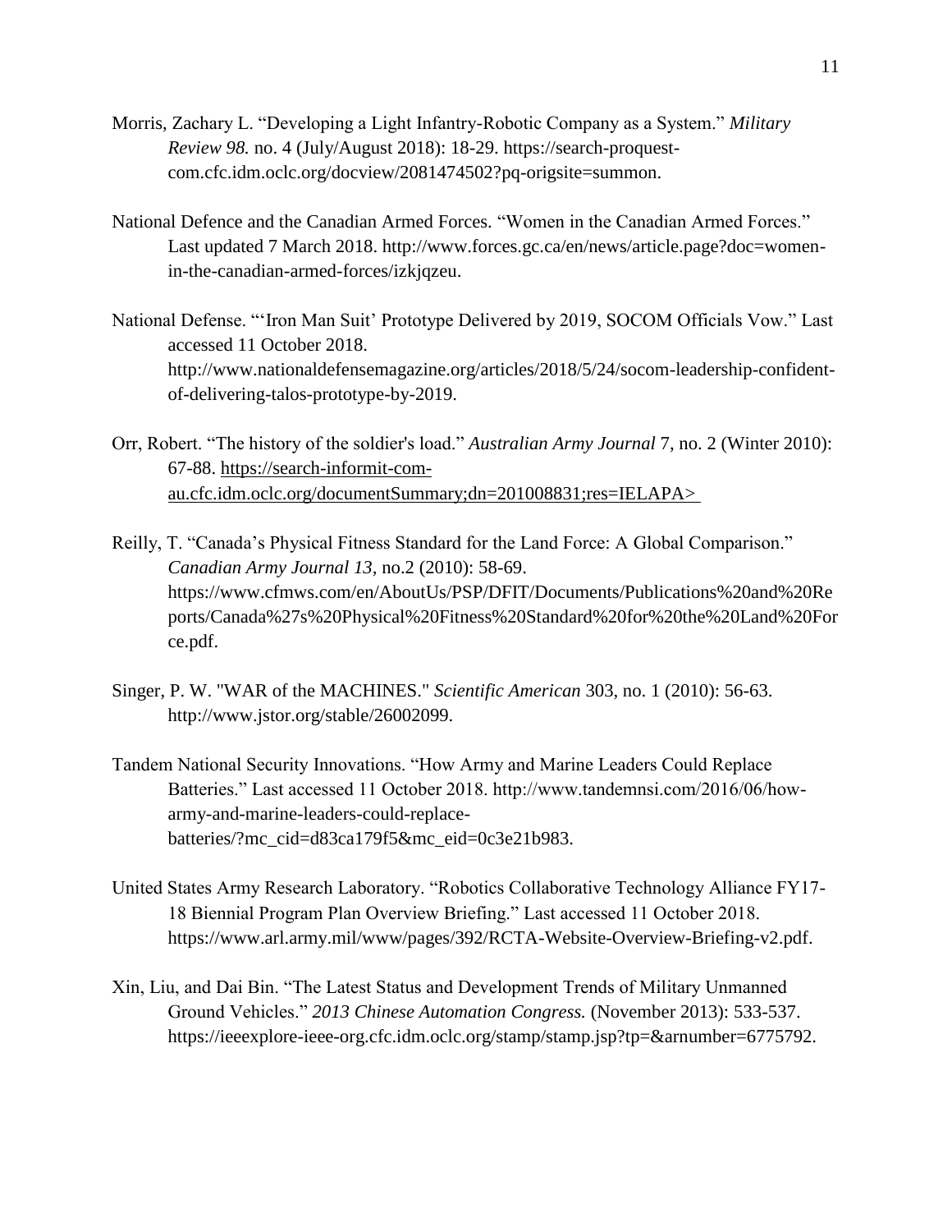Morris, Zachary L. "Developing a Light Infantry-Robotic Company as a System." *Military Review 98.* no. 4 (July/August 2018): 18-29. https://search-proquest-com.cfc.idm.oclc.org/docview/2081474502?pq-origsite=summon.

National Defence and the Canadian Armed Forces. "Women in the Canadian Armed Forces." Last updated 7 March 2018. http://www.forces.gc.ca/en/news/article.page?doc=women-in-the-canadian-armed-forces/izkjqzeu.

National Defense. "'Iron Man Suit' Prototype Delivered by 2019, SOCOM Officials Vow." Last accessed 11 October 2018. http://www.nationaldefensemagazine.org/articles/2018/5/24/socom-leadership-confident-of-delivering-talos-prototype-by-2019.

Orr, Robert. "The history of the soldier's load." *Australian Army Journal* 7, no. 2 (Winter 2010): 67-88. https://search-informit-com-au.cfc.idm.oclc.org/documentSummary;dn=201008831;res=IELAPA>

Reilly, T. "Canada's Physical Fitness Standard for the Land Force: A Global Comparison." *Canadian Army Journal 13,* no.2 (2010): 58-69. https://www.cfmws.com/en/AboutUs/PSP/DFIT/Documents/Publications%20and%20Reports/Canada%27s%20Physical%20Fitness%20Standard%20for%20the%20Land%20Force.pdf.

Singer, P. W. "WAR of the MACHINES." *Scientific American* 303, no. 1 (2010): 56-63. http://www.jstor.org/stable/26002099.

Tandem National Security Innovations. "How Army and Marine Leaders Could Replace Batteries." Last accessed 11 October 2018. http://www.tandemnsi.com/2016/06/how-army-and-marine-leaders-could-replace-batteries/?mc_cid=d83ca179f5&mc_eid=0c3e21b983.

United States Army Research Laboratory. "Robotics Collaborative Technology Alliance FY17-18 Biennial Program Plan Overview Briefing." Last accessed 11 October 2018. https://www.arl.army.mil/www/pages/392/RCTA-Website-Overview-Briefing-v2.pdf.

Xin, Liu, and Dai Bin. "The Latest Status and Development Trends of Military Unmanned Ground Vehicles." *2013 Chinese Automation Congress.* (November 2013): 533-537. https://ieeexplore-ieee-org.cfc.idm.oclc.org/stamp/stamp.jsp?tp=&arnumber=6775792.